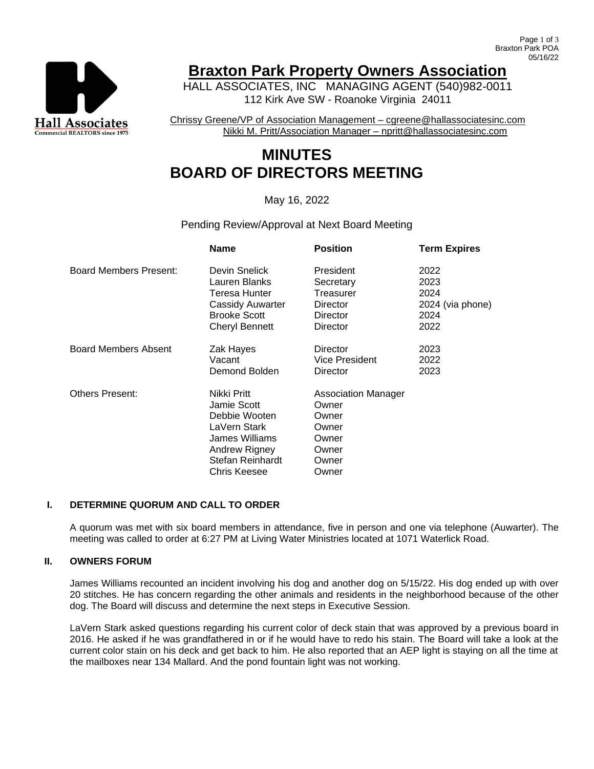# Braxton Park Property Owners Association

HALL ASSOCIATES, INC MANAGING AGENT (540)982-0011
112 Kirk Ave SW - Roanoke Virginia 24011

Chrissy Greene/VP of Association Management – cgreene@hallassociatesinc.com
Nikki M. Pritt/Association Manager – npritt@hallassociatesinc.com

# MINUTES
# BOARD OF DIRECTORS MEETING

May 16, 2022

Pending Review/Approval at Next Board Meeting

| | Name | Position | Term Expires |
|---|---|---|---|
| Board Members Present: | Devin Snelick | President | 2022 |
| | Lauren Blanks | Secretary | 2023 |
| | Teresa Hunter | Treasurer | 2024 |
| | Cassidy Auwarter | Director | 2024 (via phone) |
| | Brooke Scott | Director | 2024 |
| | Cheryl Bennett | Director | 2022 |
| Board Members Absent | Zak Hayes | Director | 2023 |
| | Vacant | Vice President | 2022 |
| | Demond Bolden | Director | 2023 |
| Others Present: | Nikki Pritt | Association Manager | |
| | Jamie Scott | Owner | |
| | Debbie Wooten | Owner | |
| | LaVern Stark | Owner | |
| | James Williams | Owner | |
| | Andrew Rigney | Owner | |
| | Stefan Reinhardt | Owner | |
| | Chris Keesee | Owner | |

## I. DETERMINE QUORUM AND CALL TO ORDER

A quorum was met with six board members in attendance, five in person and one via telephone (Auwarter). The meeting was called to order at 6:27 PM at Living Water Ministries located at 1071 Waterlick Road.

## II. OWNERS FORUM

James Williams recounted an incident involving his dog and another dog on 5/15/22. His dog ended up with over 20 stitches. He has concern regarding the other animals and residents in the neighborhood because of the other dog. The Board will discuss and determine the next steps in Executive Session.

LaVern Stark asked questions regarding his current color of deck stain that was approved by a previous board in 2016. He asked if he was grandfathered in or if he would have to redo his stain. The Board will take a look at the current color stain on his deck and get back to him. He also reported that an AEP light is staying on all the time at the mailboxes near 134 Mallard. And the pond fountain light was not working.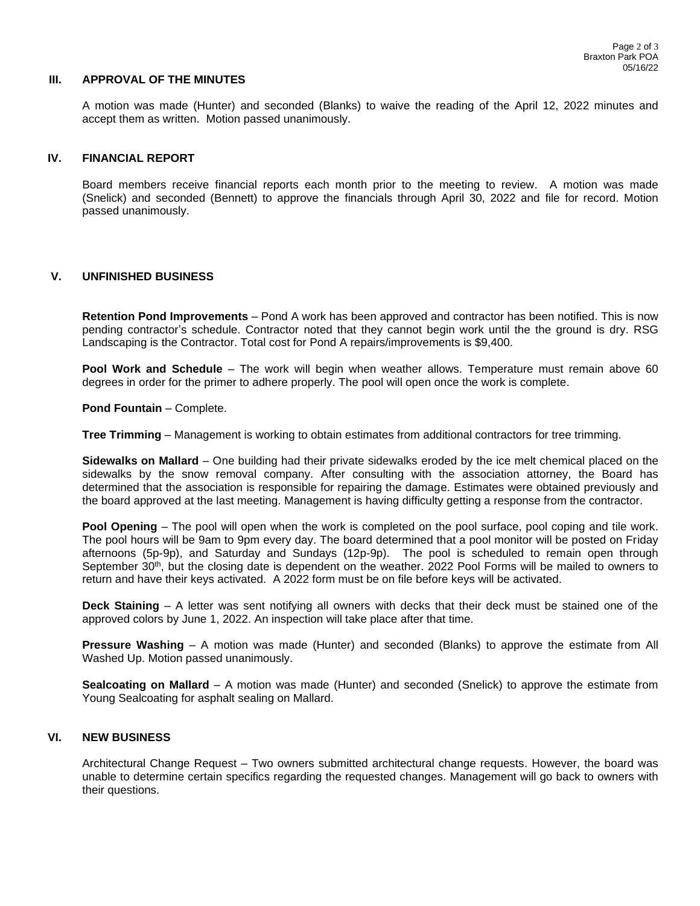## III. APPROVAL OF THE MINUTES

A motion was made (Hunter) and seconded (Blanks) to waive the reading of the April 12, 2022 minutes and accept them as written. Motion passed unanimously.

## IV. FINANCIAL REPORT

Board members receive financial reports each month prior to the meeting to review. A motion was made (Snelick) and seconded (Bennett) to approve the financials through April 30, 2022 and file for record. Motion passed unanimously.

## V. UNFINISHED BUSINESS

**Retention Pond Improvements** – Pond A work has been approved and contractor has been notified. This is now pending contractor's schedule. Contractor noted that they cannot begin work until the the ground is dry. RSG Landscaping is the Contractor. Total cost for Pond A repairs/improvements is $9,400.

**Pool Work and Schedule** – The work will begin when weather allows. Temperature must remain above 60 degrees in order for the primer to adhere properly. The pool will open once the work is complete.

**Pond Fountain** – Complete.

**Tree Trimming** – Management is working to obtain estimates from additional contractors for tree trimming.

**Sidewalks on Mallard** – One building had their private sidewalks eroded by the ice melt chemical placed on the sidewalks by the snow removal company. After consulting with the association attorney, the Board has determined that the association is responsible for repairing the damage. Estimates were obtained previously and the board approved at the last meeting. Management is having difficulty getting a response from the contractor.

**Pool Opening** – The pool will open when the work is completed on the pool surface, pool coping and tile work. The pool hours will be 9am to 9pm every day. The board determined that a pool monitor will be posted on Friday afternoons (5p-9p), and Saturday and Sundays (12p-9p). The pool is scheduled to remain open through September 30th, but the closing date is dependent on the weather. 2022 Pool Forms will be mailed to owners to return and have their keys activated. A 2022 form must be on file before keys will be activated.

**Deck Staining** – A letter was sent notifying all owners with decks that their deck must be stained one of the approved colors by June 1, 2022. An inspection will take place after that time.

**Pressure Washing** – A motion was made (Hunter) and seconded (Blanks) to approve the estimate from All Washed Up. Motion passed unanimously.

**Sealcoating on Mallard** – A motion was made (Hunter) and seconded (Snelick) to approve the estimate from Young Sealcoating for asphalt sealing on Mallard.

## VI. NEW BUSINESS

Architectural Change Request – Two owners submitted architectural change requests. However, the board was unable to determine certain specifics regarding the requested changes. Management will go back to owners with their questions.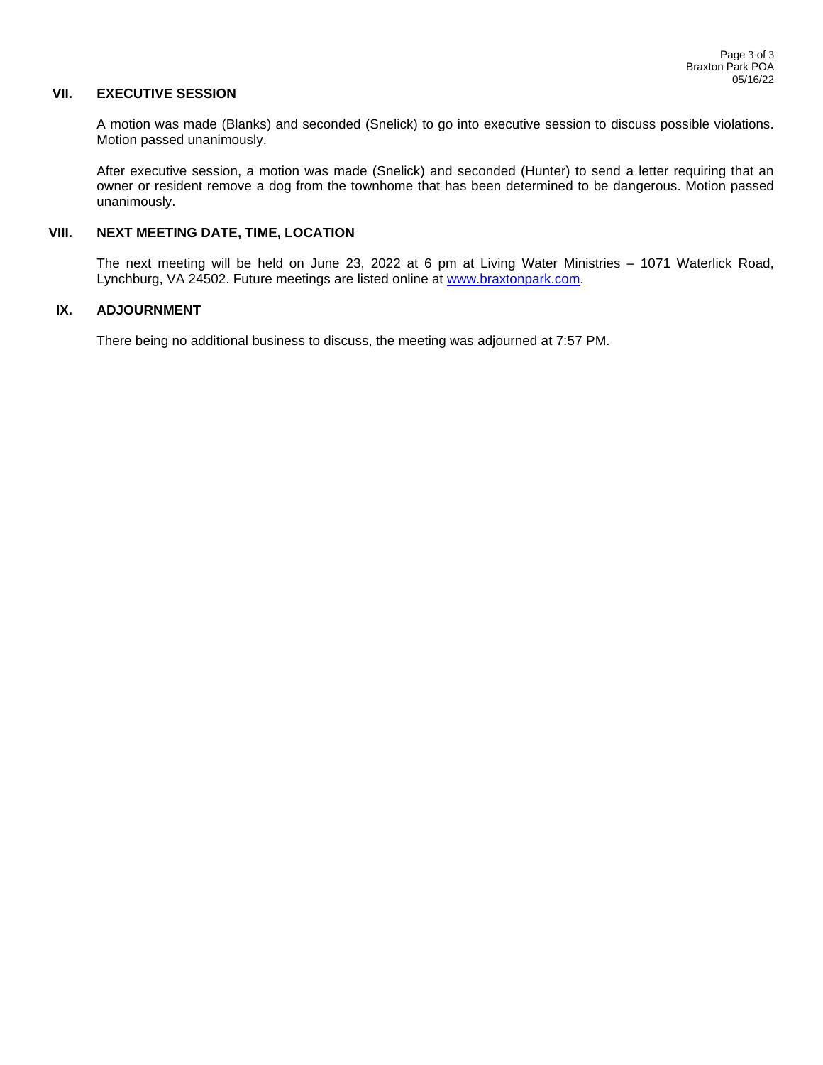## VII. EXECUTIVE SESSION

A motion was made (Blanks) and seconded (Snelick) to go into executive session to discuss possible violations. Motion passed unanimously.

After executive session, a motion was made (Snelick) and seconded (Hunter) to send a letter requiring that an owner or resident remove a dog from the townhome that has been determined to be dangerous. Motion passed unanimously.

## VIII. NEXT MEETING DATE, TIME, LOCATION

The next meeting will be held on June 23, 2022 at 6 pm at Living Water Ministries – 1071 Waterlick Road, Lynchburg, VA 24502. Future meetings are listed online at [www.braxtonpark.com](http://www.braxtonpark.com).

## IX. ADJOURNMENT

There being no additional business to discuss, the meeting was adjourned at 7:57 PM.